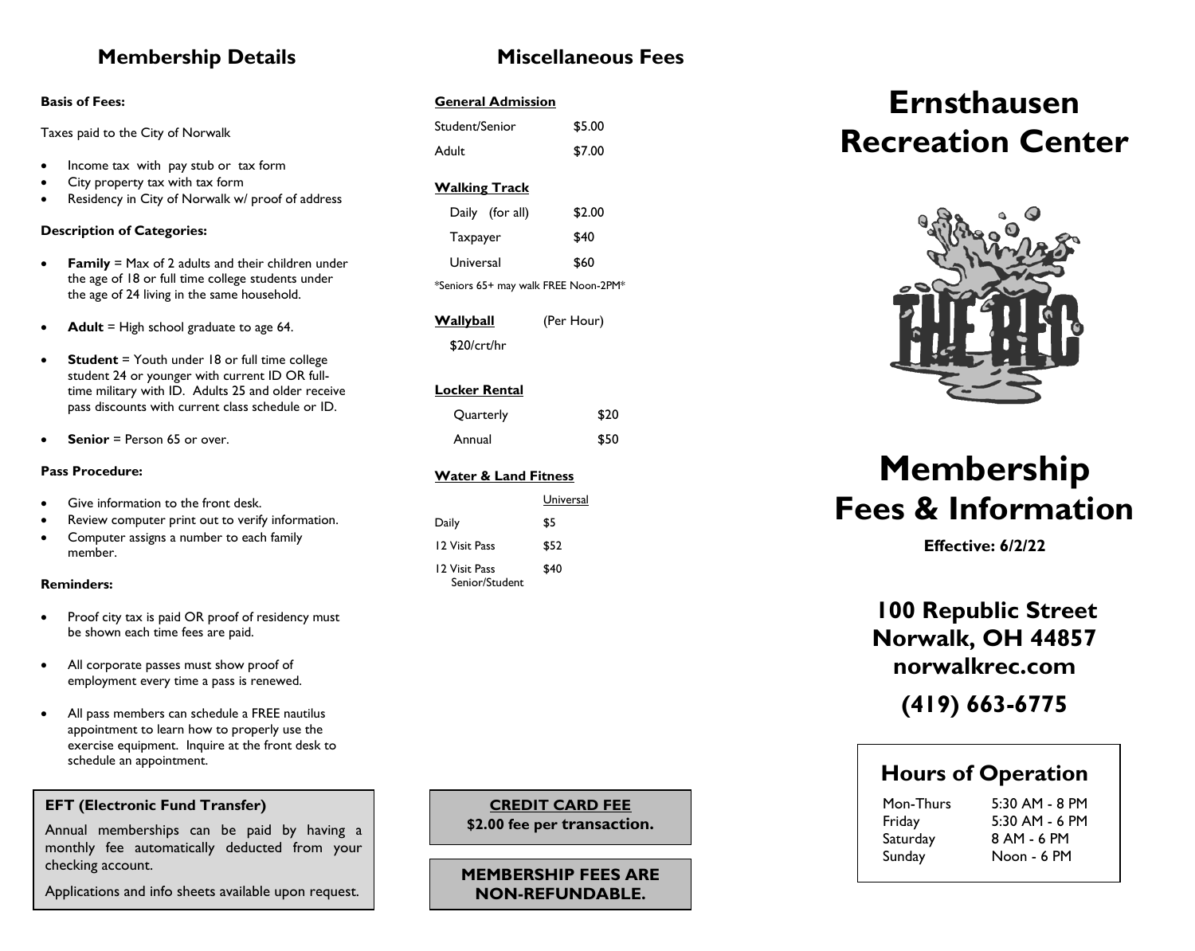## Membership Details

**Basis of Fees:**

Taxes paid to the City of Norwalk

- Income tax with pay stub or tax form
- City property tax with tax form
- Residency in City of Norwalk w/ proof of address

**Description of Categories:**

- **Family** = Max of 2 adults and their children under the age of 18 or full time college students under the age of 24 living in the same household.
- **Adult** = High school graduate to age 64.
- **Student** = Youth under 18 or full time college student 24 or younger with current ID OR full-time military with ID. Adults 25 and older receive pass discounts with current class schedule or ID.
- **Senior** = Person 65 or over.

**Pass Procedure:**

- Give information to the front desk.
- Review computer print out to verify information.
- Computer assigns a number to each family member.

**Reminders:**

- Proof city tax is paid OR proof of residency must be shown each time fees are paid.
- All corporate passes must show proof of employment every time a pass is renewed.
- All pass members can schedule a FREE nautilus appointment to learn how to properly use the exercise equipment. Inquire at the front desk to schedule an appointment.

**EFT (Electronic Fund Transfer)**

Annual memberships can be paid by having a monthly fee automatically deducted from your checking account.

Applications and info sheets available upon request.

## Miscellaneous Fees

**General Admission**

| | |
|---|---|
| Student/Senior | $5.00 |
| Adult | $7.00 |

**Walking Track**

| | |
|---|---|
| Daily (for all) | $2.00 |
| Taxpayer | $40 |
| Universal | $60 |

*Seniors 65+ may walk FREE Noon-2PM*

**Wallyball** (Per Hour)

$20/crt/hr

**Locker Rental**

| | |
|---|---|
| Quarterly | $20 |
| Annual | $50 |

**Water & Land Fitness**

| | Universal |
|---|---|
| Daily | $5 |
| 12 Visit Pass | $52 |
| 12 Visit Pass Senior/Student | $40 |

**CREDIT CARD FEE**
**$2.00 fee per transaction.**

**MEMBERSHIP FEES ARE NON-REFUNDABLE.**

# Ernsthausen Recreation Center

# Membership Fees & Information

**Effective: 6/2/22**

**100 Republic Street**
**Norwalk, OH 44857**
**norwalkrec.com**

**(419) 663-6775**

### Hours of Operation

| | |
|---|---|
| Mon-Thurs | 5:30 AM - 8 PM |
| Friday | 5:30 AM - 6 PM |
| Saturday | 8 AM - 6 PM |
| Sunday | Noon - 6 PM |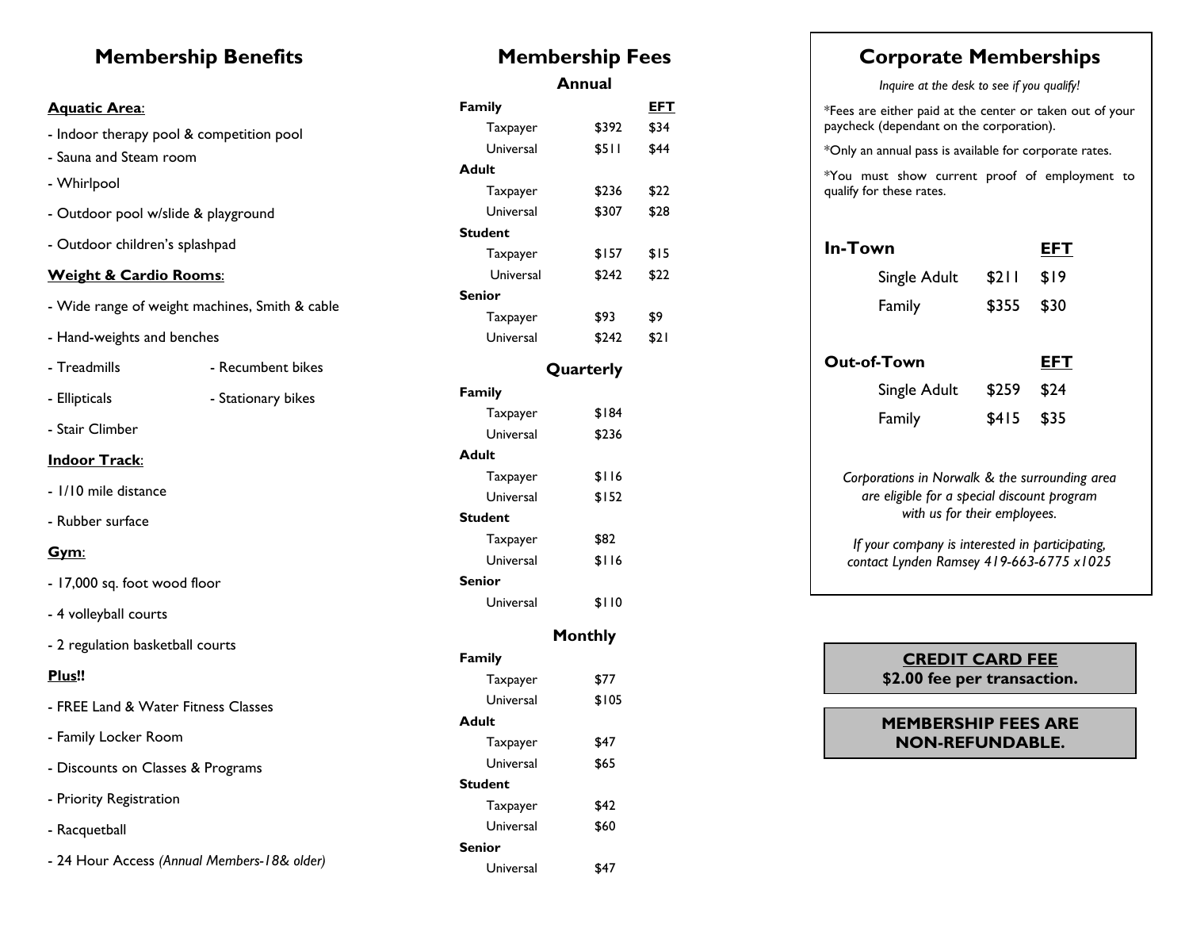## Membership Benefits

**Aquatic Area**:

- Indoor therapy pool & competition pool
- Sauna and Steam room
- Whirlpool
- Outdoor pool w/slide & playground
- Outdoor children's splashpad

**Weight & Cardio Rooms**:

- Wide range of weight machines, Smith & cable
- Hand-weights and benches
- Treadmills
- Recumbent bikes
- Ellipticals
- Stationary bikes
- Stair Climber

**Indoor Track**:

- 1/10 mile distance
- Rubber surface

**Gym**:

- 17,000 sq. foot wood floor
- 4 volleyball courts
- 2 regulation basketball courts

**Plus!!**

- FREE Land & Water Fitness Classes
- Family Locker Room
- Discounts on Classes & Programs
- Priority Registration
- Racquetball
- 24 Hour Access *(Annual Members-18& older)*

## Membership Fees

### Annual

| | | EFT |
|---|---|---|
| **Family** | | |
| Taxpayer | $392 | $34 |
| Universal | $511 | $44 |
| **Adult** | | |
| Taxpayer | $236 | $22 |
| Universal | $307 | $28 |
| **Student** | | |
| Taxpayer | $157 | $15 |
| Universal | $242 | $22 |
| **Senior** | | |
| Taxpayer | $93 | $9 |
| Universal | $242 | $21 |

### Quarterly

| | |
|---|---|
| **Family** | |
| Taxpayer | $184 |
| Universal | $236 |
| **Adult** | |
| Taxpayer | $116 |
| Universal | $152 |
| **Student** | |
| Taxpayer | $82 |
| Universal | $116 |
| **Senior** | |
| Universal | $110 |

### Monthly

| | |
|---|---|
| **Family** | |
| Taxpayer | $77 |
| Universal | $105 |
| **Adult** | |
| Taxpayer | $47 |
| Universal | $65 |
| **Student** | |
| Taxpayer | $42 |
| Universal | $60 |
| **Senior** | |
| Universal | $47 |

## Corporate Memberships

*Inquire at the desk to see if you qualify!*

*Fees are either paid at the center or taken out of your paycheck (dependant on the corporation).

*Only an annual pass is available for corporate rates.

*You must show current proof of employment to qualify for these rates.

| In-Town | | EFT |
|---|---|---|
| Single Adult | $211 | $19 |
| Family | $355 | $30 |

| Out-of-Town | | EFT |
|---|---|---|
| Single Adult | $259 | $24 |
| Family | $415 | $35 |

*Corporations in Norwalk & the surrounding area are eligible for a special discount program with us for their employees.*

*If your company is interested in participating, contact Lynden Ramsey 419-663-6775 x1025*

**CREDIT CARD FEE**
**$2.00 fee per transaction.**

**MEMBERSHIP FEES ARE NON-REFUNDABLE.**